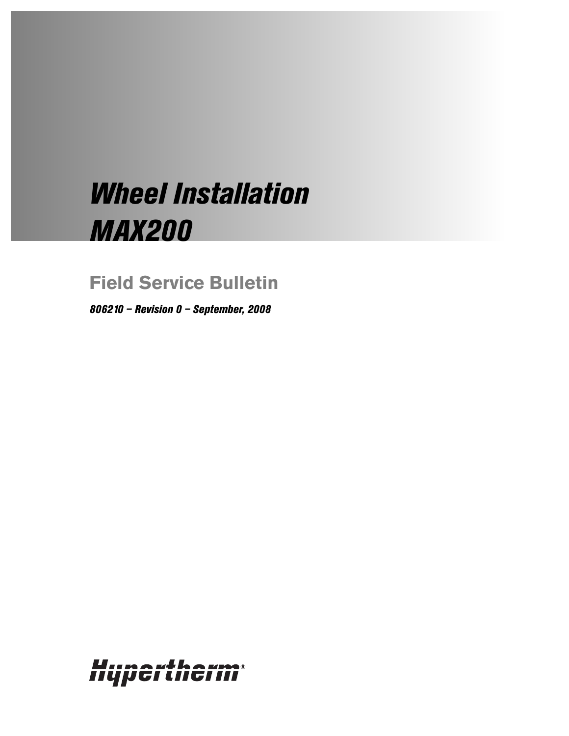# *Wheel Installation*
# *MAX200*

## Field Service Bulletin

***806210 – Revision 0 – September, 2008***

Hypertherm®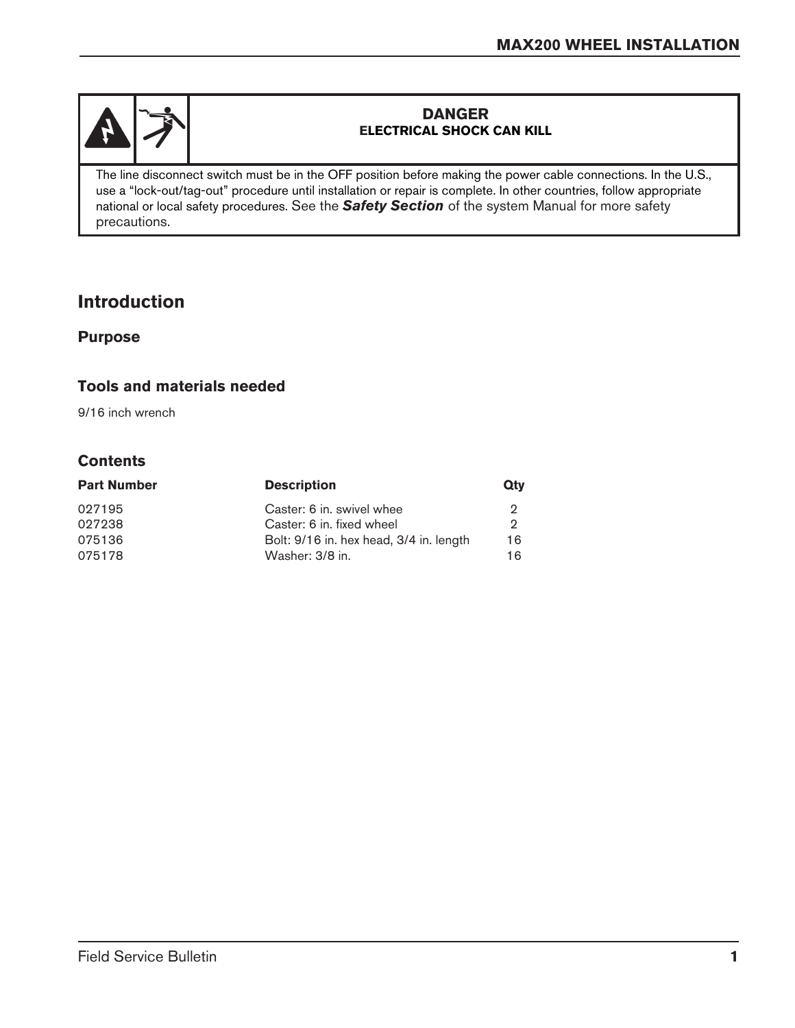**DANGER**
**ELECTRICAL SHOCK CAN KILL**

The line disconnect switch must be in the OFF position before making the power cable connections. In the U.S., use a "lock-out/tag-out" procedure until installation or repair is complete. In other countries, follow appropriate national or local safety procedures. See the ***Safety Section*** of the system Manual for more safety precautions.

## Introduction

### Purpose

### Tools and materials needed

9/16 inch wrench

### Contents

| Part Number | Description | Qty |
|---|---|---|
| 027195 | Caster: 6 in. swivel whee | 2 |
| 027238 | Caster: 6 in. fixed wheel | 2 |
| 075136 | Bolt: 9/16 in. hex head, 3/4 in. length | 16 |
| 075178 | Washer: 3/8 in. | 16 |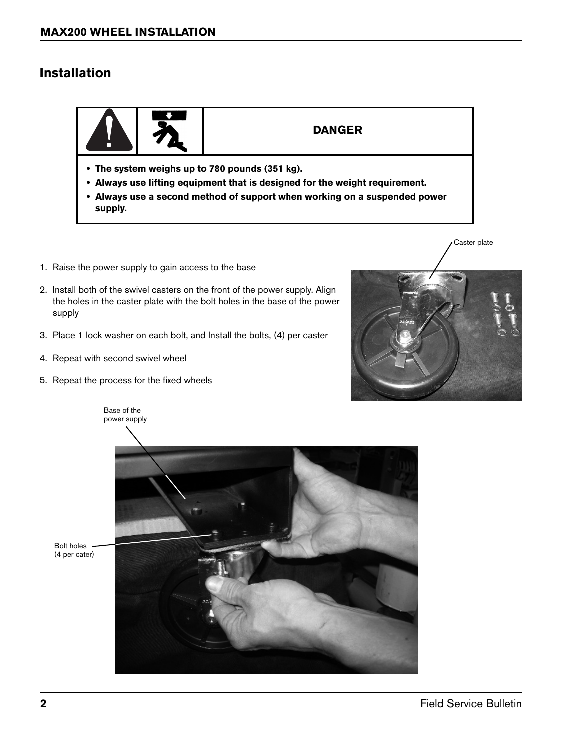## Installation

**DANGER**

- **The system weighs up to 780 pounds (351 kg).**
- **Always use lifting equipment that is designed for the weight requirement.**
- **Always use a second method of support when working on a suspended power supply.**

1. Raise the power supply to gain access to the base
2. Install both of the swivel casters on the front of the power supply. Align the holes in the caster plate with the bolt holes in the base of the power supply
3. Place 1 lock washer on each bolt, and Install the bolts, (4) per caster
4. Repeat with second swivel wheel
5. Repeat the process for the fixed wheels

Caster plate

Base of the power supply

Bolt holes (4 per cater)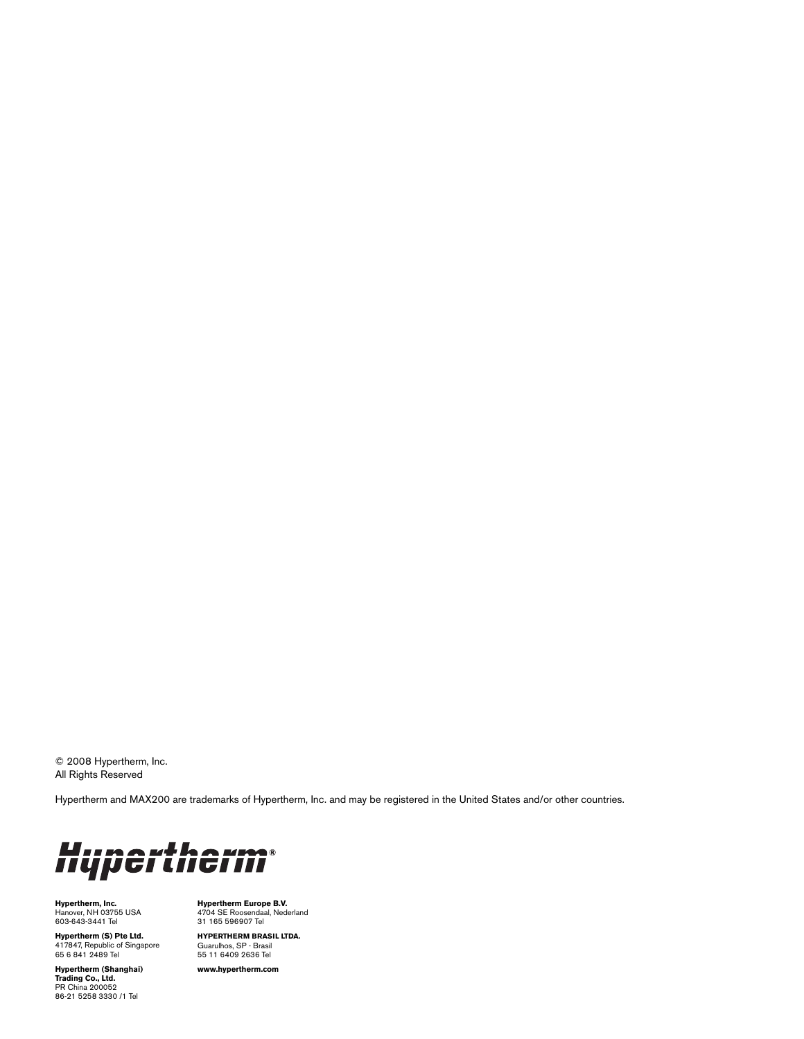© 2008 Hypertherm, Inc.
All Rights Reserved

Hypertherm and MAX200 are trademarks of Hypertherm, Inc. and may be registered in the United States and/or other countries.

Hypertherm®

**Hypertherm, Inc.**
Hanover, NH 03755 USA
603-643-3441 Tel

**Hypertherm (S) Pte Ltd.**
417847, Republic of Singapore
65 6 841 2489 Tel

**Hypertherm (Shanghai) Trading Co., Ltd.**
PR China 200052
86-21 5258 3330 /1 Tel

**Hypertherm Europe B.V.**
4704 SE Roosendaal, Nederland
31 165 596907 Tel

**HYPERTHERM BRASIL LTDA.**
Guarulhos, SP - Brasil
55 11 6409 2636 Tel

**www.hypertherm.com**